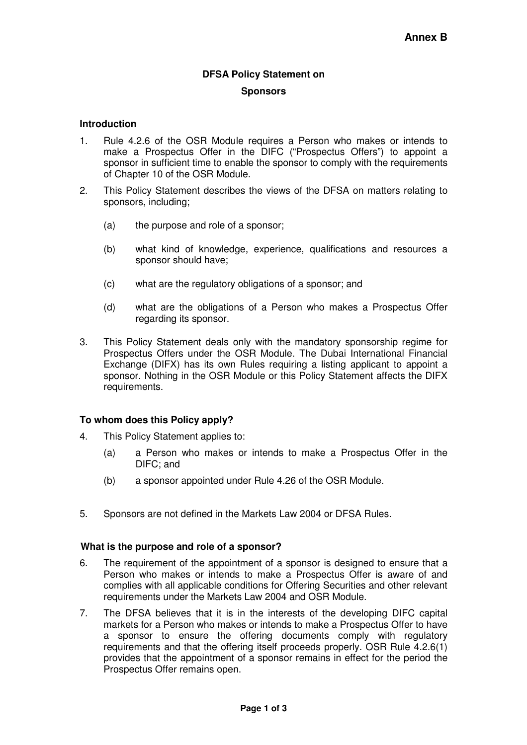**Annex B**

# DFSA Policy Statement on Sponsors

## Introduction

1. Rule 4.2.6 of the OSR Module requires a Person who makes or intends to make a Prospectus Offer in the DIFC ("Prospectus Offers") to appoint a sponsor in sufficient time to enable the sponsor to comply with the requirements of Chapter 10 of the OSR Module.

2. This Policy Statement describes the views of the DFSA on matters relating to sponsors, including;

   (a) the purpose and role of a sponsor;

   (b) what kind of knowledge, experience, qualifications and resources a sponsor should have;

   (c) what are the regulatory obligations of a sponsor; and

   (d) what are the obligations of a Person who makes a Prospectus Offer regarding its sponsor.

3. This Policy Statement deals only with the mandatory sponsorship regime for Prospectus Offers under the OSR Module. The Dubai International Financial Exchange (DIFX) has its own Rules requiring a listing applicant to appoint a sponsor. Nothing in the OSR Module or this Policy Statement affects the DIFX requirements.

## To whom does this Policy apply?

4. This Policy Statement applies to:

   (a) a Person who makes or intends to make a Prospectus Offer in the DIFC; and

   (b) a sponsor appointed under Rule 4.26 of the OSR Module.

5. Sponsors are not defined in the Markets Law 2004 or DFSA Rules.

## What is the purpose and role of a sponsor?

6. The requirement of the appointment of a sponsor is designed to ensure that a Person who makes or intends to make a Prospectus Offer is aware of and complies with all applicable conditions for Offering Securities and other relevant requirements under the Markets Law 2004 and OSR Module.

7. The DFSA believes that it is in the interests of the developing DIFC capital markets for a Person who makes or intends to make a Prospectus Offer to have a sponsor to ensure the offering documents comply with regulatory requirements and that the offering itself proceeds properly. OSR Rule 4.2.6(1) provides that the appointment of a sponsor remains in effect for the period the Prospectus Offer remains open.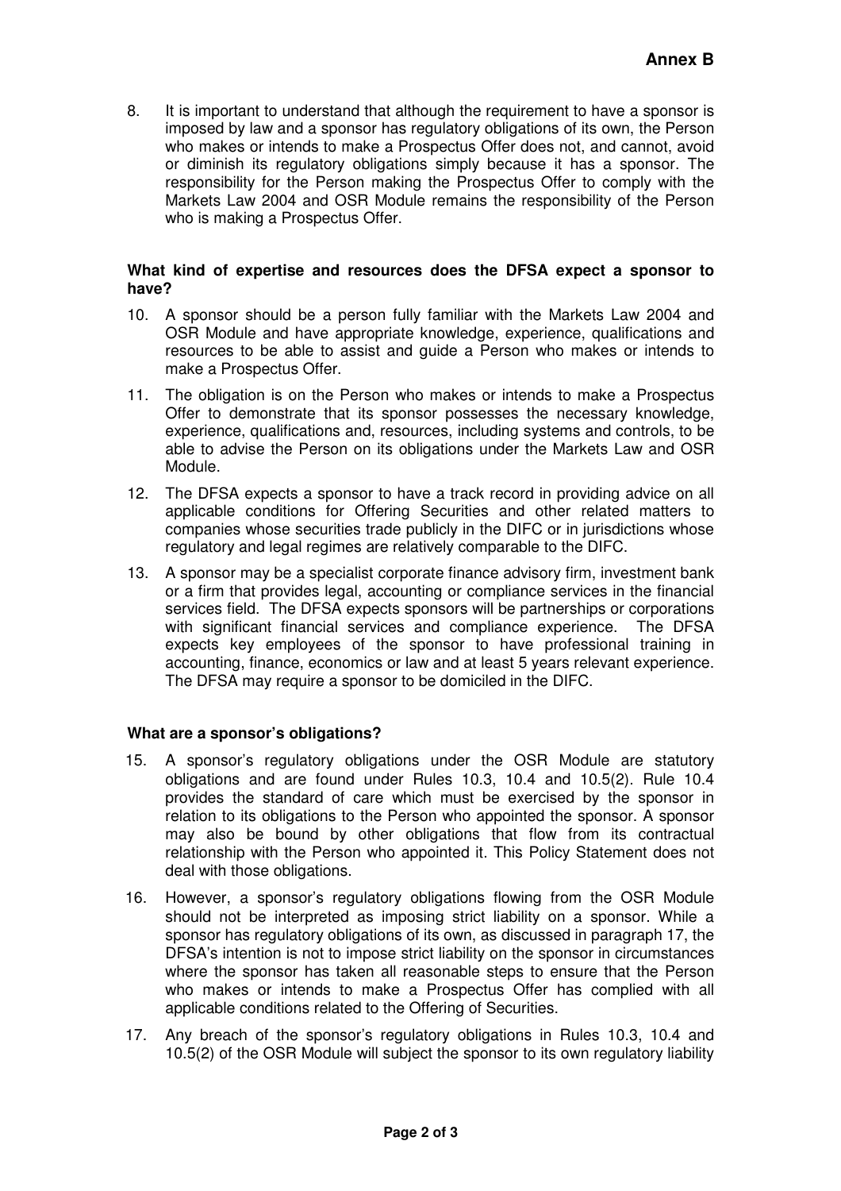**Annex B**

8. It is important to understand that although the requirement to have a sponsor is imposed by law and a sponsor has regulatory obligations of its own, the Person who makes or intends to make a Prospectus Offer does not, and cannot, avoid or diminish its regulatory obligations simply because it has a sponsor. The responsibility for the Person making the Prospectus Offer to comply with the Markets Law 2004 and OSR Module remains the responsibility of the Person who is making a Prospectus Offer.

**What kind of expertise and resources does the DFSA expect a sponsor to have?**

10. A sponsor should be a person fully familiar with the Markets Law 2004 and OSR Module and have appropriate knowledge, experience, qualifications and resources to be able to assist and guide a Person who makes or intends to make a Prospectus Offer.

11. The obligation is on the Person who makes or intends to make a Prospectus Offer to demonstrate that its sponsor possesses the necessary knowledge, experience, qualifications and, resources, including systems and controls, to be able to advise the Person on its obligations under the Markets Law and OSR Module.

12. The DFSA expects a sponsor to have a track record in providing advice on all applicable conditions for Offering Securities and other related matters to companies whose securities trade publicly in the DIFC or in jurisdictions whose regulatory and legal regimes are relatively comparable to the DIFC.

13. A sponsor may be a specialist corporate finance advisory firm, investment bank or a firm that provides legal, accounting or compliance services in the financial services field. The DFSA expects sponsors will be partnerships or corporations with significant financial services and compliance experience. The DFSA expects key employees of the sponsor to have professional training in accounting, finance, economics or law and at least 5 years relevant experience. The DFSA may require a sponsor to be domiciled in the DIFC.

**What are a sponsor's obligations?**

15. A sponsor's regulatory obligations under the OSR Module are statutory obligations and are found under Rules 10.3, 10.4 and 10.5(2). Rule 10.4 provides the standard of care which must be exercised by the sponsor in relation to its obligations to the Person who appointed the sponsor. A sponsor may also be bound by other obligations that flow from its contractual relationship with the Person who appointed it. This Policy Statement does not deal with those obligations.

16. However, a sponsor's regulatory obligations flowing from the OSR Module should not be interpreted as imposing strict liability on a sponsor. While a sponsor has regulatory obligations of its own, as discussed in paragraph 17, the DFSA's intention is not to impose strict liability on the sponsor in circumstances where the sponsor has taken all reasonable steps to ensure that the Person who makes or intends to make a Prospectus Offer has complied with all applicable conditions related to the Offering of Securities.

17. Any breach of the sponsor's regulatory obligations in Rules 10.3, 10.4 and 10.5(2) of the OSR Module will subject the sponsor to its own regulatory liability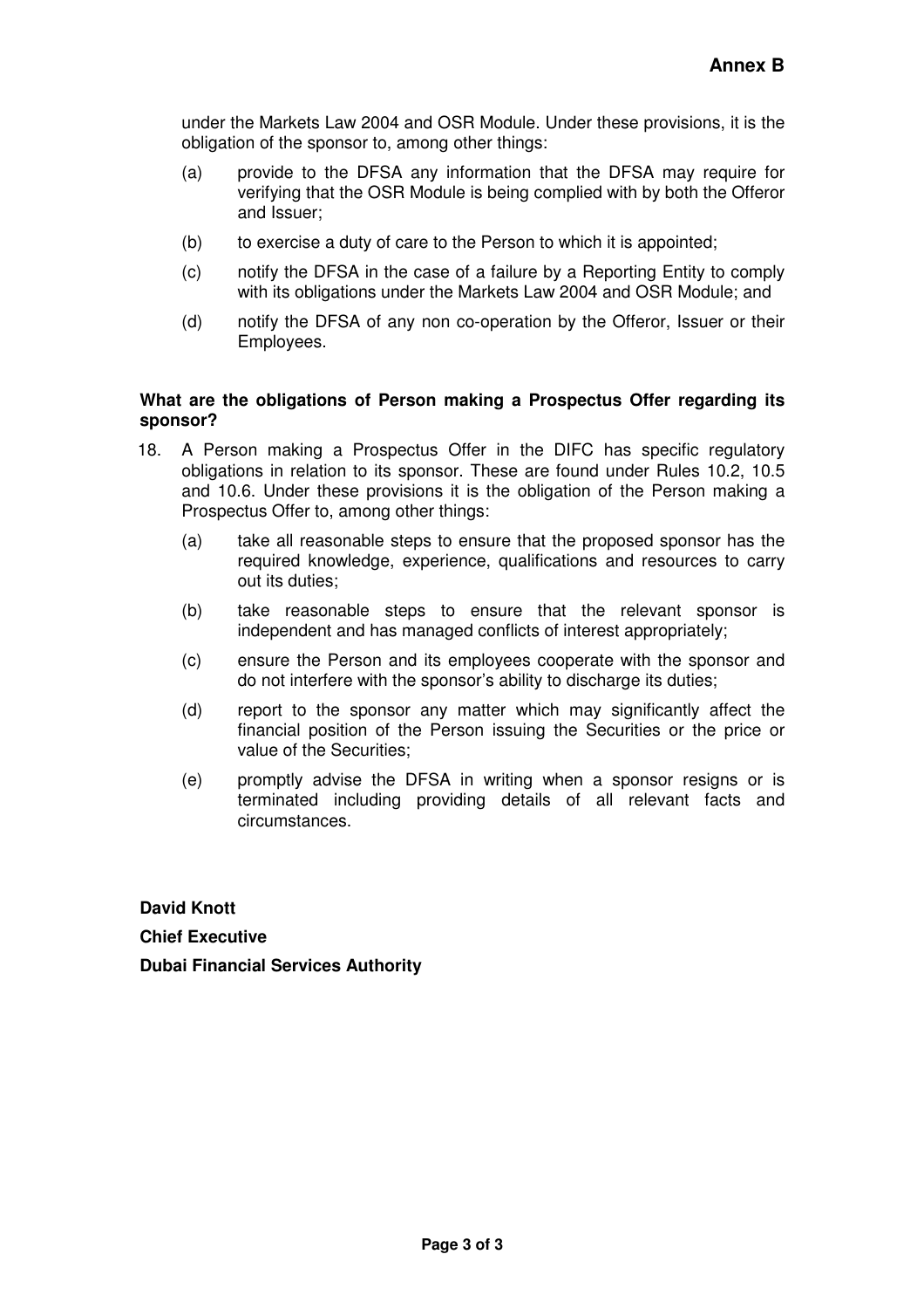under the Markets Law 2004 and OSR Module. Under these provisions, it is the obligation of the sponsor to, among other things:

(a) provide to the DFSA any information that the DFSA may require for verifying that the OSR Module is being complied with by both the Offeror and Issuer;

(b) to exercise a duty of care to the Person to which it is appointed;

(c) notify the DFSA in the case of a failure by a Reporting Entity to comply with its obligations under the Markets Law 2004 and OSR Module; and

(d) notify the DFSA of any non co-operation by the Offeror, Issuer or their Employees.

**What are the obligations of Person making a Prospectus Offer regarding its sponsor?**

18. A Person making a Prospectus Offer in the DIFC has specific regulatory obligations in relation to its sponsor. These are found under Rules 10.2, 10.5 and 10.6. Under these provisions it is the obligation of the Person making a Prospectus Offer to, among other things:

   (a) take all reasonable steps to ensure that the proposed sponsor has the required knowledge, experience, qualifications and resources to carry out its duties;

   (b) take reasonable steps to ensure that the relevant sponsor is independent and has managed conflicts of interest appropriately;

   (c) ensure the Person and its employees cooperate with the sponsor and do not interfere with the sponsor's ability to discharge its duties;

   (d) report to the sponsor any matter which may significantly affect the financial position of the Person issuing the Securities or the price or value of the Securities;

   (e) promptly advise the DFSA in writing when a sponsor resigns or is terminated including providing details of all relevant facts and circumstances.

**David Knott**

**Chief Executive**

**Dubai Financial Services Authority**